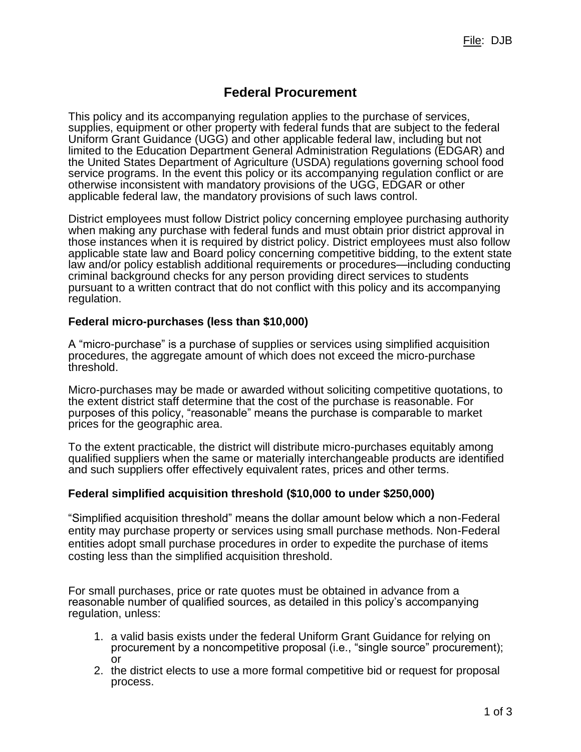File: DJB

# Federal Procurement

This policy and its accompanying regulation applies to the purchase of services, supplies, equipment or other property with federal funds that are subject to the federal Uniform Grant Guidance (UGG) and other applicable federal law, including but not limited to the Education Department General Administration Regulations (EDGAR) and the United States Department of Agriculture (USDA) regulations governing school food service programs. In the event this policy or its accompanying regulation conflict or are otherwise inconsistent with mandatory provisions of the UGG, EDGAR or other applicable federal law, the mandatory provisions of such laws control.

District employees must follow District policy concerning employee purchasing authority when making any purchase with federal funds and must obtain prior district approval in those instances when it is required by district policy. District employees must also follow applicable state law and Board policy concerning competitive bidding, to the extent state law and/or policy establish additional requirements or procedures—including conducting criminal background checks for any person providing direct services to students pursuant to a written contract that do not conflict with this policy and its accompanying regulation.

### Federal micro-purchases (less than $10,000)

A "micro-purchase" is a purchase of supplies or services using simplified acquisition procedures, the aggregate amount of which does not exceed the micro-purchase threshold.

Micro-purchases may be made or awarded without soliciting competitive quotations, to the extent district staff determine that the cost of the purchase is reasonable. For purposes of this policy, "reasonable" means the purchase is comparable to market prices for the geographic area.

To the extent practicable, the district will distribute micro-purchases equitably among qualified suppliers when the same or materially interchangeable products are identified and such suppliers offer effectively equivalent rates, prices and other terms.

### Federal simplified acquisition threshold ($10,000 to under $250,000)

"Simplified acquisition threshold" means the dollar amount below which a non-Federal entity may purchase property or services using small purchase methods. Non-Federal entities adopt small purchase procedures in order to expedite the purchase of items costing less than the simplified acquisition threshold.

For small purchases, price or rate quotes must be obtained in advance from a reasonable number of qualified sources, as detailed in this policy's accompanying regulation, unless:

1. a valid basis exists under the federal Uniform Grant Guidance for relying on procurement by a noncompetitive proposal (i.e., "single source" procurement); or
2. the district elects to use a more formal competitive bid or request for proposal process.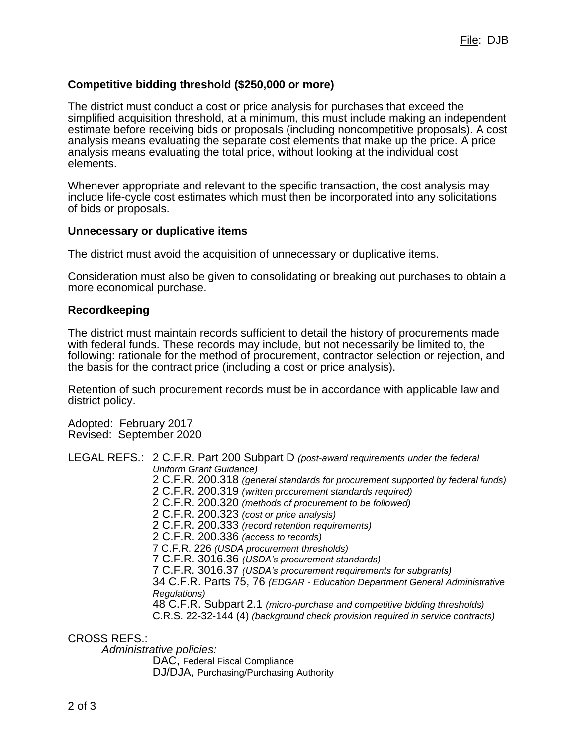### Competitive bidding threshold ($250,000 or more)

The district must conduct a cost or price analysis for purchases that exceed the simplified acquisition threshold, at a minimum, this must include making an independent estimate before receiving bids or proposals (including noncompetitive proposals). A cost analysis means evaluating the separate cost elements that make up the price. A price analysis means evaluating the total price, without looking at the individual cost elements.

Whenever appropriate and relevant to the specific transaction, the cost analysis may include life-cycle cost estimates which must then be incorporated into any solicitations of bids or proposals.

### Unnecessary or duplicative items

The district must avoid the acquisition of unnecessary or duplicative items.

Consideration must also be given to consolidating or breaking out purchases to obtain a more economical purchase.

### Recordkeeping

The district must maintain records sufficient to detail the history of procurements made with federal funds. These records may include, but not necessarily be limited to, the following: rationale for the method of procurement, contractor selection or rejection, and the basis for the contract price (including a cost or price analysis).

Retention of such procurement records must be in accordance with applicable law and district policy.

Adopted: February 2017
Revised: September 2020

LEGAL REFS.:
- 2 C.F.R. Part 200 Subpart D *(post-award requirements under the federal Uniform Grant Guidance)*
- 2 C.F.R. 200.318 *(general standards for procurement supported by federal funds)*
- 2 C.F.R. 200.319 *(written procurement standards required)*
- 2 C.F.R. 200.320 *(methods of procurement to be followed)*
- 2 C.F.R. 200.323 *(cost or price analysis)*
- 2 C.F.R. 200.333 *(record retention requirements)*
- 2 C.F.R. 200.336 *(access to records)*
- 7 C.F.R. 226 *(USDA procurement thresholds)*
- 7 C.F.R. 3016.36 *(USDA's procurement standards)*
- 7 C.F.R. 3016.37 *(USDA's procurement requirements for subgrants)*
- 34 C.F.R. Parts 75, 76 *(EDGAR - Education Department General Administrative Regulations)*
- 48 C.F.R. Subpart 2.1 *(micro-purchase and competitive bidding thresholds)*
- C.R.S. 22-32-144 (4) *(background check provision required in service contracts)*

CROSS REFS.:

*Administrative policies:*
- DAC, Federal Fiscal Compliance
- DJ/DJA, Purchasing/Purchasing Authority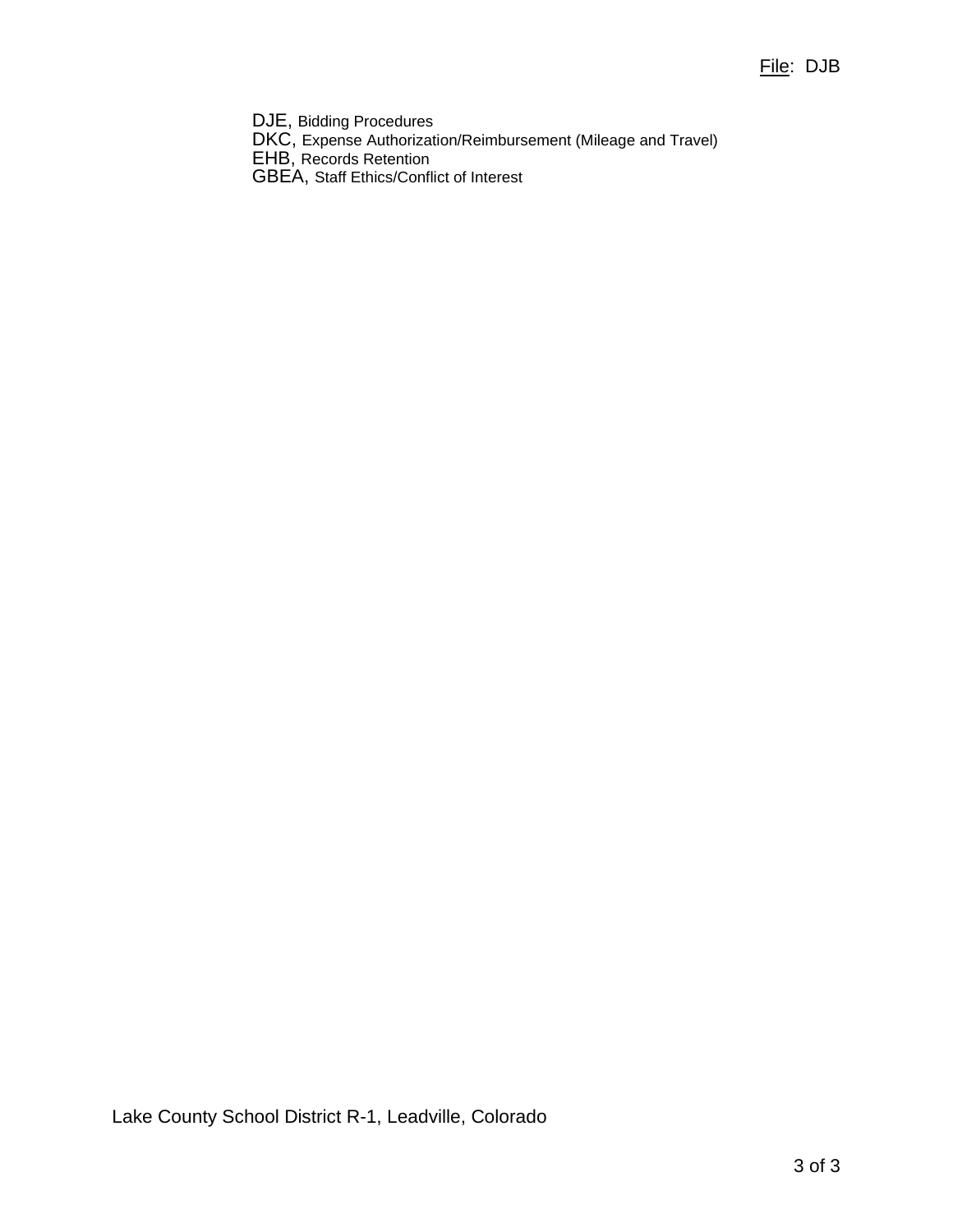DJE, Bidding Procedures
DKC, Expense Authorization/Reimbursement (Mileage and Travel)
EHB, Records Retention
GBEA, Staff Ethics/Conflict of Interest